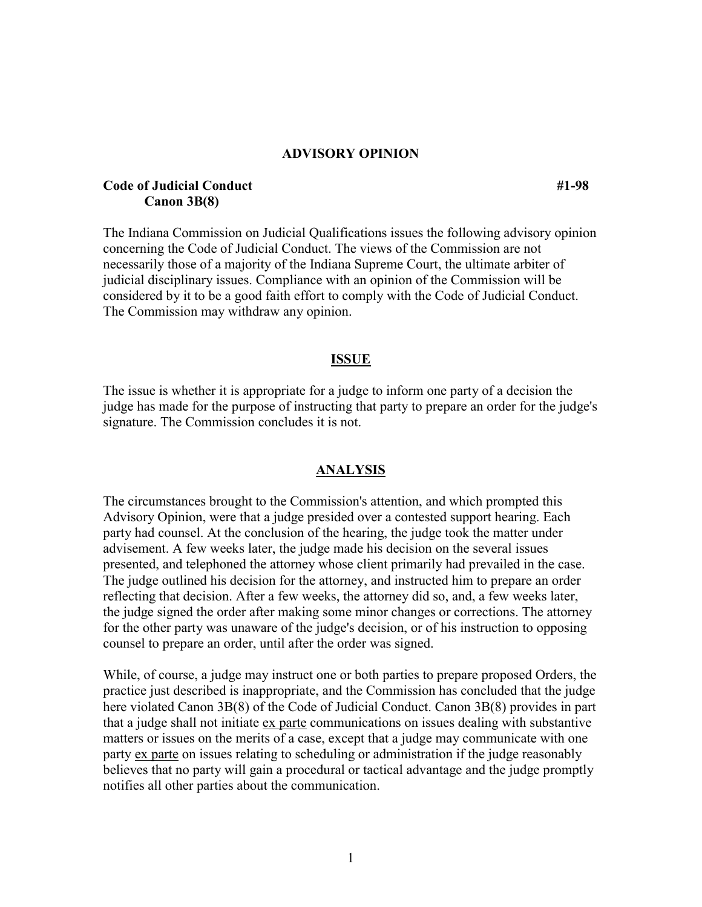## ADVISORY OPINION

**Code of Judicial Conduct** **#1-98**
**Canon 3B(8)**

The Indiana Commission on Judicial Qualifications issues the following advisory opinion concerning the Code of Judicial Conduct. The views of the Commission are not necessarily those of a majority of the Indiana Supreme Court, the ultimate arbiter of judicial disciplinary issues. Compliance with an opinion of the Commission will be considered by it to be a good faith effort to comply with the Code of Judicial Conduct. The Commission may withdraw any opinion.

### ISSUE

The issue is whether it is appropriate for a judge to inform one party of a decision the judge has made for the purpose of instructing that party to prepare an order for the judge's signature. The Commission concludes it is not.

### ANALYSIS

The circumstances brought to the Commission's attention, and which prompted this Advisory Opinion, were that a judge presided over a contested support hearing. Each party had counsel. At the conclusion of the hearing, the judge took the matter under advisement. A few weeks later, the judge made his decision on the several issues presented, and telephoned the attorney whose client primarily had prevailed in the case. The judge outlined his decision for the attorney, and instructed him to prepare an order reflecting that decision. After a few weeks, the attorney did so, and, a few weeks later, the judge signed the order after making some minor changes or corrections. The attorney for the other party was unaware of the judge's decision, or of his instruction to opposing counsel to prepare an order, until after the order was signed.

While, of course, a judge may instruct one or both parties to prepare proposed Orders, the practice just described is inappropriate, and the Commission has concluded that the judge here violated Canon 3B(8) of the Code of Judicial Conduct. Canon 3B(8) provides in part that a judge shall not initiate ex parte communications on issues dealing with substantive matters or issues on the merits of a case, except that a judge may communicate with one party ex parte on issues relating to scheduling or administration if the judge reasonably believes that no party will gain a procedural or tactical advantage and the judge promptly notifies all other parties about the communication.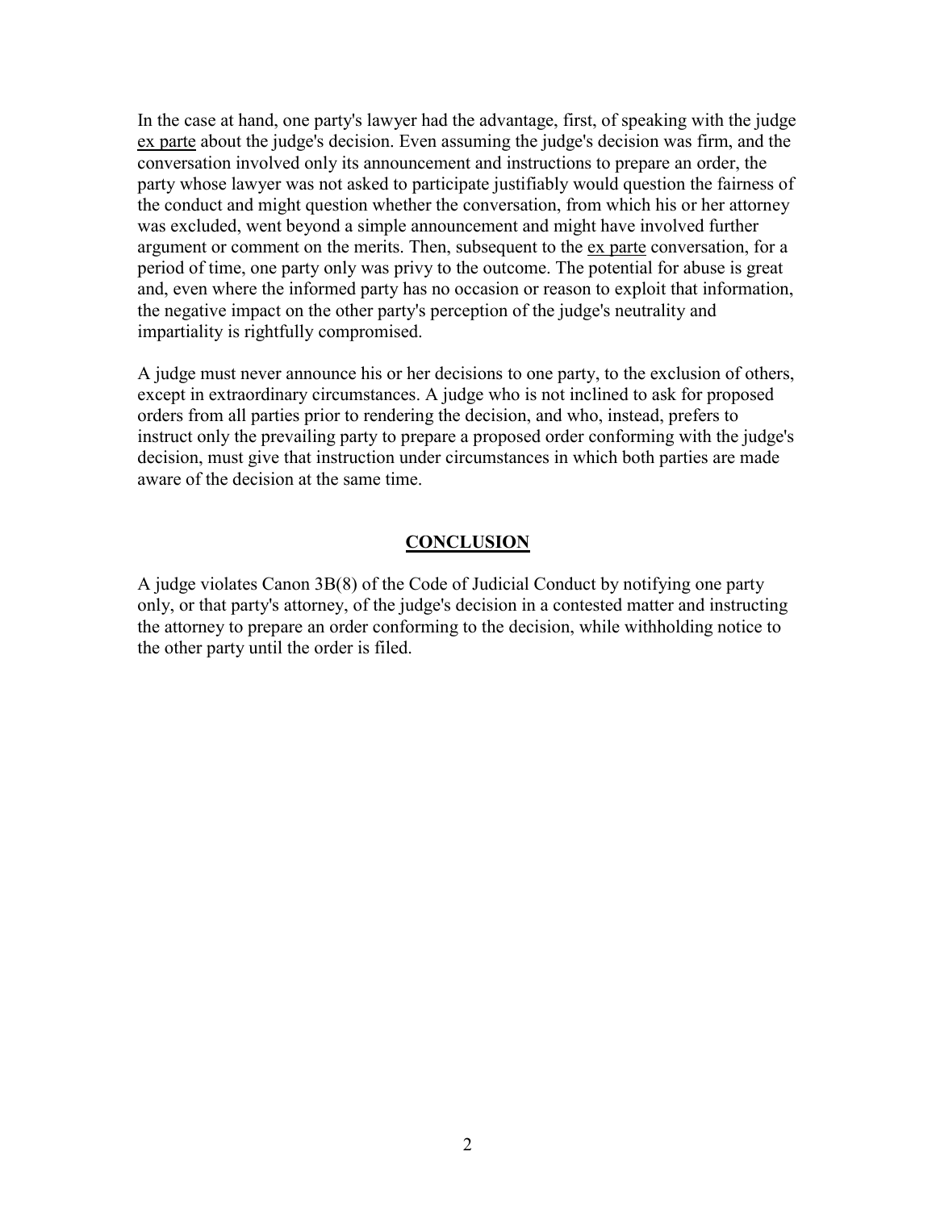In the case at hand, one party's lawyer had the advantage, first, of speaking with the judge ex parte about the judge's decision. Even assuming the judge's decision was firm, and the conversation involved only its announcement and instructions to prepare an order, the party whose lawyer was not asked to participate justifiably would question the fairness of the conduct and might question whether the conversation, from which his or her attorney was excluded, went beyond a simple announcement and might have involved further argument or comment on the merits. Then, subsequent to the ex parte conversation, for a period of time, one party only was privy to the outcome. The potential for abuse is great and, even where the informed party has no occasion or reason to exploit that information, the negative impact on the other party's perception of the judge's neutrality and impartiality is rightfully compromised.

A judge must never announce his or her decisions to one party, to the exclusion of others, except in extraordinary circumstances. A judge who is not inclined to ask for proposed orders from all parties prior to rendering the decision, and who, instead, prefers to instruct only the prevailing party to prepare a proposed order conforming with the judge's decision, must give that instruction under circumstances in which both parties are made aware of the decision at the same time.

## CONCLUSION

A judge violates Canon 3B(8) of the Code of Judicial Conduct by notifying one party only, or that party's attorney, of the judge's decision in a contested matter and instructing the attorney to prepare an order conforming to the decision, while withholding notice to the other party until the order is filed.